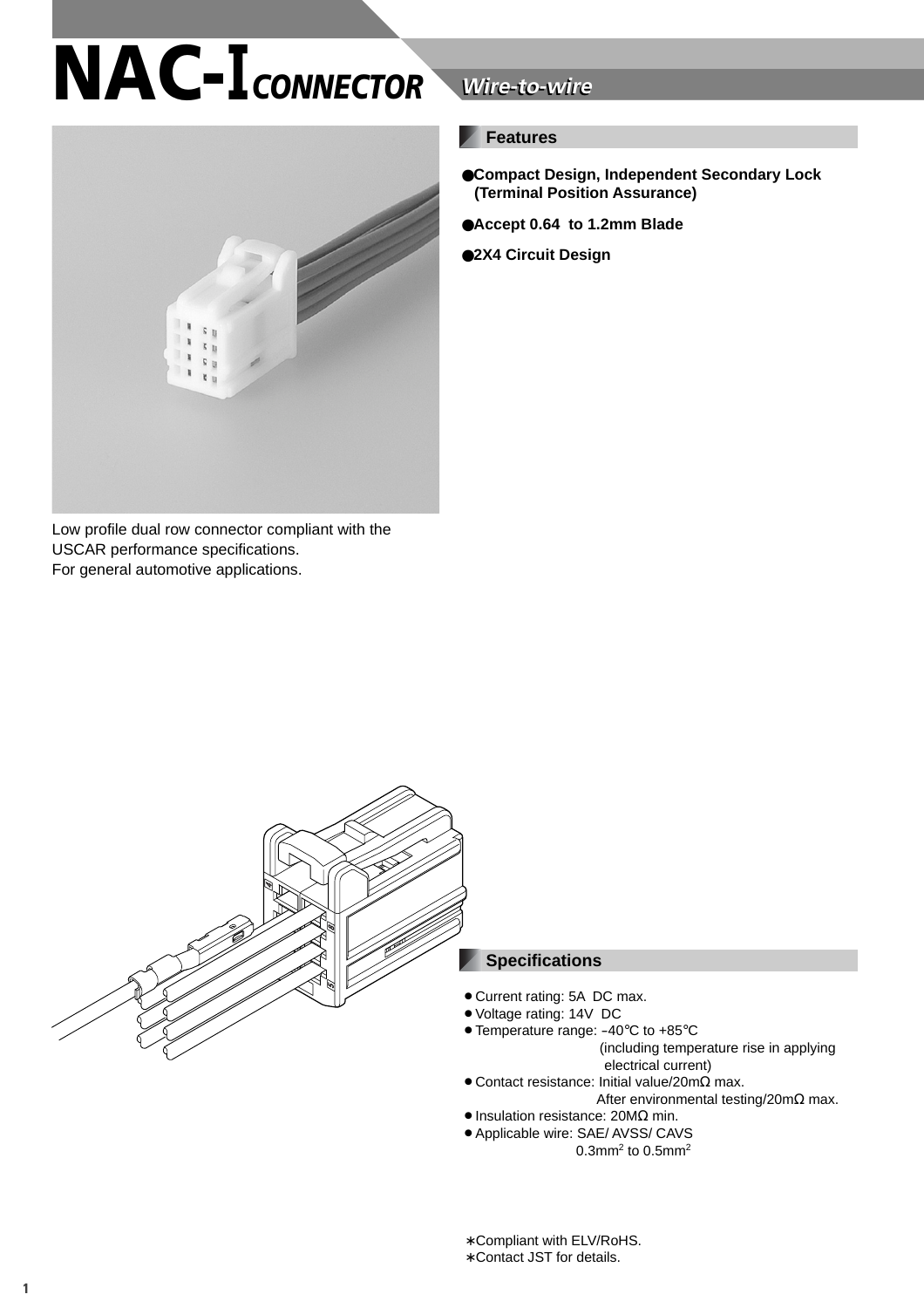# NAC-I CONNECTOR

*Wire-to-wire*

Low profile dual row connector compliant with the USCAR performance specifications.
For general automotive applications.

## Features

- **Compact Design, Independent Secondary Lock (Terminal Position Assurance)**
- **Accept 0.64  to 1.2mm Blade**
- **2X4 Circuit Design**

## Specifications

- Current rating: 5A  DC max.
- Voltage rating: 14V  DC
- Temperature range: −40°C to +85°C (including temperature rise in applying electrical current)
- Contact resistance: Initial value/20mΩ max. After environmental testing/20mΩ max.
- Insulation resistance: 20MΩ min.
- Applicable wire: SAE/ AVSS/ CAVS $0.3mm^2$ to $0.5mm^2$

∗Compliant with ELV/RoHS.
∗Contact JST for details.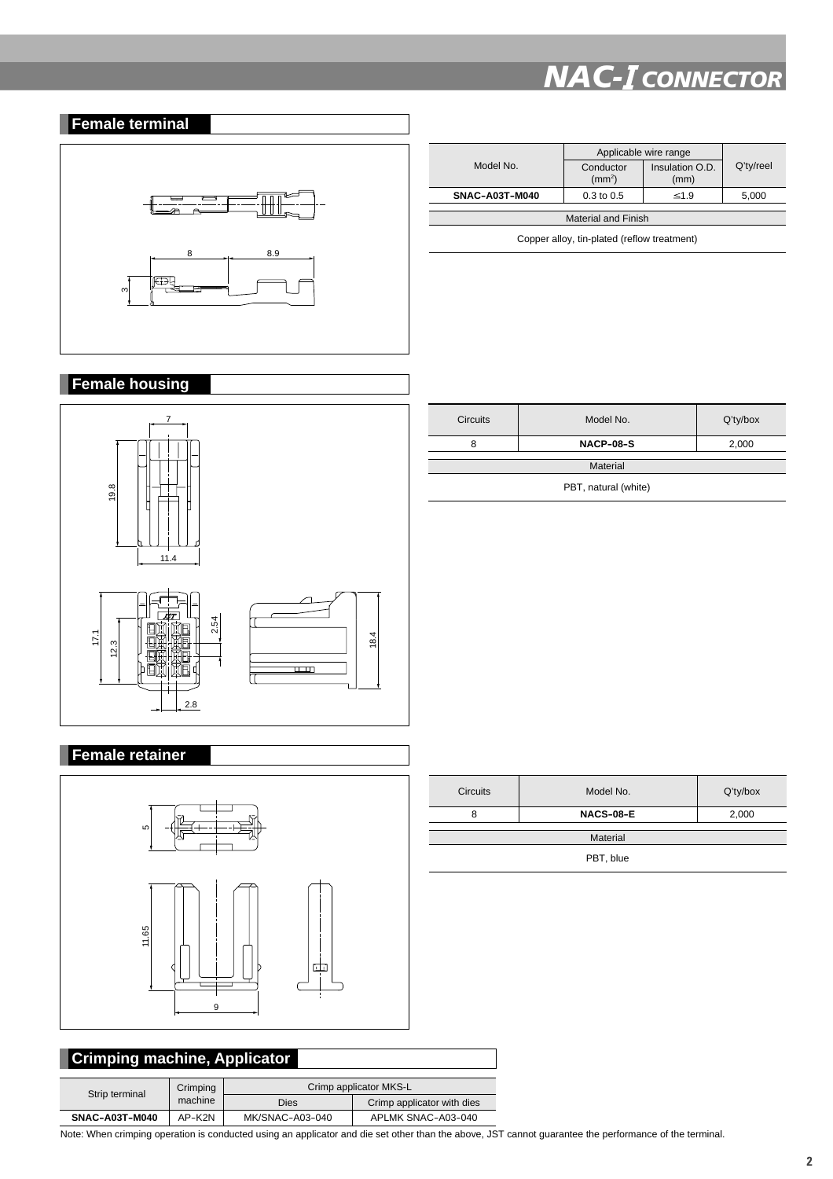## Female terminal

8

8.9

3

| Model No. | Applicable wire range | | Q'ty/reel |
|---|---|---|---|
| | Conductor ($mm^2$) | Insulation O.D. (mm) | |
| **SNAC-A03T-M040** | 0.3 to 0.5 | ≤1.9 | 5,000 |

| Material and Finish |
|---|
| Copper alloy, tin-plated (reflow treatment) |

## Female housing

7

19.8

11.4

17.1

12.3

2.54

2.8

18.4

| Circuits | Model No. | Q'ty/box |
|---|---|---|
| 8 | **NACP-08-S** | 2,000 |

| Material |
|---|
| PBT, natural (white) |

## Female retainer

5

11.65

9

| Circuits | Model No. | Q'ty/box |
|---|---|---|
| 8 | **NACS-08-E** | 2,000 |

| Material |
|---|
| PBT, blue |

## Crimping machine, Applicator

| Strip terminal | Crimping machine | Crimp applicator MKS-L | |
|---|---|---|---|
| | | Dies | Crimp applicator with dies |
| **SNAC-A03T-M040** | AP-K2N | MK/SNAC-A03-040 | APLMK SNAC-A03-040 |

Note: When crimping operation is conducted using an applicator and die set other than the above, JST cannot guarantee the performance of the terminal.